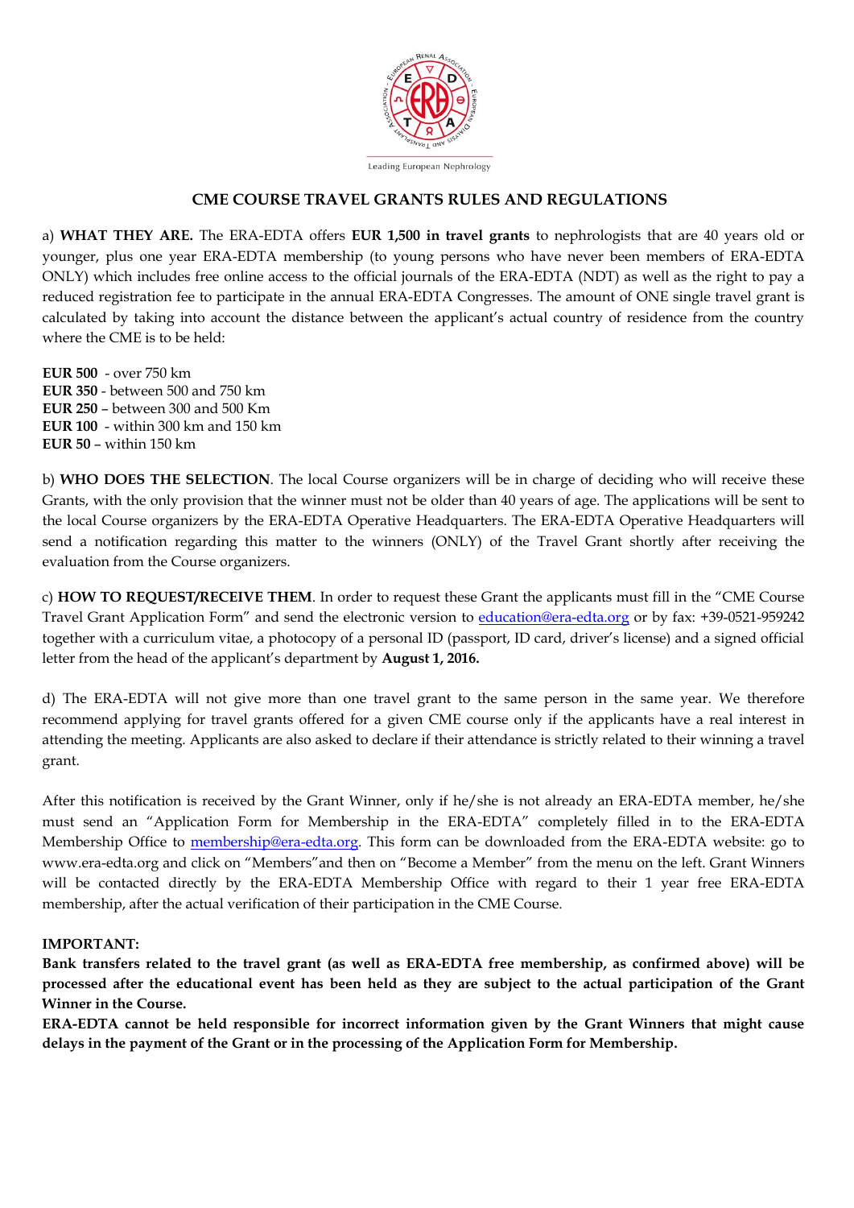Leading European Nephrology

## CME COURSE TRAVEL GRANTS RULES AND REGULATIONS

a) **WHAT THEY ARE.** The ERA-EDTA offers **EUR 1,500 in travel grants** to nephrologists that are 40 years old or younger, plus one year ERA-EDTA membership (to young persons who have never been members of ERA-EDTA ONLY) which includes free online access to the official journals of the ERA-EDTA (NDT) as well as the right to pay a reduced registration fee to participate in the annual ERA-EDTA Congresses. The amount of ONE single travel grant is calculated by taking into account the distance between the applicant's actual country of residence from the country where the CME is to be held:

**EUR 500** - over 750 km
**EUR 350** - between 500 and 750 km
**EUR 250** – between 300 and 500 Km
**EUR 100** - within 300 km and 150 km
**EUR 50** – within 150 km

b) **WHO DOES THE SELECTION**. The local Course organizers will be in charge of deciding who will receive these Grants, with the only provision that the winner must not be older than 40 years of age. The applications will be sent to the local Course organizers by the ERA-EDTA Operative Headquarters. The ERA-EDTA Operative Headquarters will send a notification regarding this matter to the winners (ONLY) of the Travel Grant shortly after receiving the evaluation from the Course organizers.

c) **HOW TO REQUEST/RECEIVE THEM**. In order to request these Grant the applicants must fill in the "CME Course Travel Grant Application Form" and send the electronic version to education@era-edta.org or by fax: +39-0521-959242 together with a curriculum vitae, a photocopy of a personal ID (passport, ID card, driver's license) and a signed official letter from the head of the applicant's department by **August 1, 2016.**

d) The ERA-EDTA will not give more than one travel grant to the same person in the same year. We therefore recommend applying for travel grants offered for a given CME course only if the applicants have a real interest in attending the meeting. Applicants are also asked to declare if their attendance is strictly related to their winning a travel grant.

After this notification is received by the Grant Winner, only if he/she is not already an ERA-EDTA member, he/she must send an "Application Form for Membership in the ERA-EDTA" completely filled in to the ERA-EDTA Membership Office to membership@era-edta.org. This form can be downloaded from the ERA-EDTA website: go to www.era-edta.org and click on "Members"and then on "Become a Member" from the menu on the left. Grant Winners will be contacted directly by the ERA-EDTA Membership Office with regard to their 1 year free ERA-EDTA membership, after the actual verification of their participation in the CME Course.

**IMPORTANT:**

**Bank transfers related to the travel grant (as well as ERA-EDTA free membership, as confirmed above) will be processed after the educational event has been held as they are subject to the actual participation of the Grant Winner in the Course.**

**ERA-EDTA cannot be held responsible for incorrect information given by the Grant Winners that might cause delays in the payment of the Grant or in the processing of the Application Form for Membership.**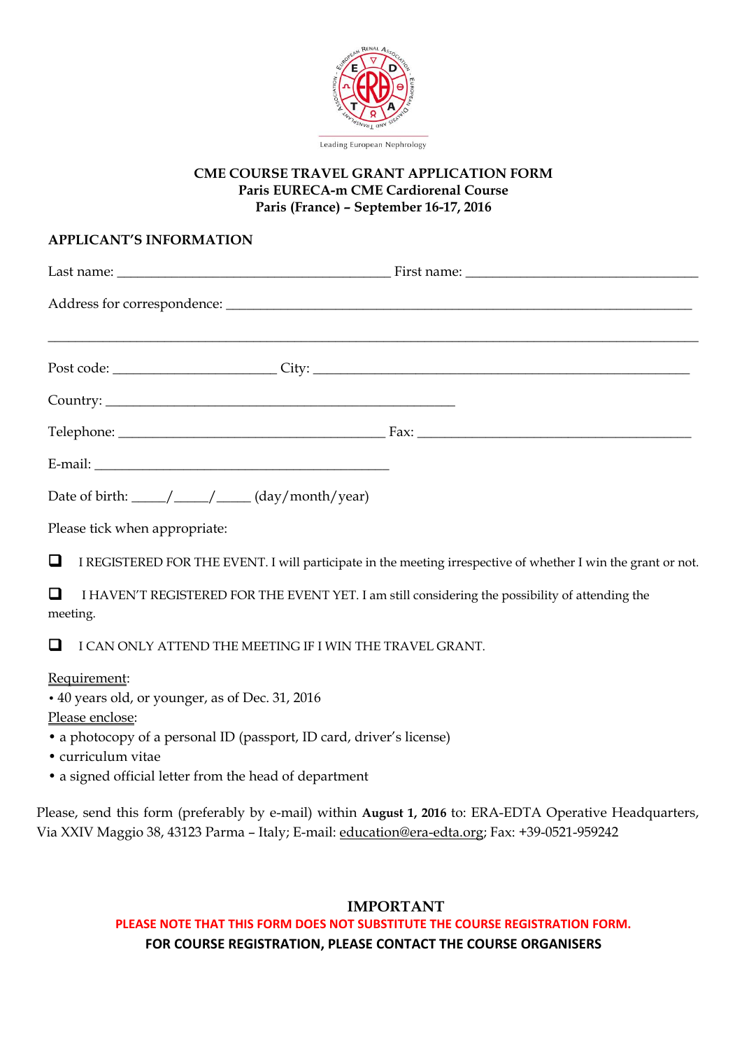Leading European Nephrology

**CME COURSE TRAVEL GRANT APPLICATION FORM**
**Paris EURECA-m CME Cardiorenal Course**
**Paris (France) – September 16-17, 2016**

## APPLICANT'S INFORMATION

Last name: ________________________________________ First name: __________________________________

Address for correspondence: _____________________________________________________________________

_______________________________________________________________________________________________

Post code: ________________________ City: _______________________________________________________

Country: ___________________________________________________

Telephone: _______________________________________ Fax: ________________________________________

E-mail: ___________________________________________

Date of birth: _____/_____/_____ (day/month/year)

Please tick when appropriate:

❑ I REGISTERED FOR THE EVENT. I will participate in the meeting irrespective of whether I win the grant or not.

❑ I HAVEN'T REGISTERED FOR THE EVENT YET. I am still considering the possibility of attending the meeting.

❑ I CAN ONLY ATTEND THE MEETING IF I WIN THE TRAVEL GRANT.

Requirement:

- 40 years old, or younger, as of Dec. 31, 2016

Please enclose:

- a photocopy of a personal ID (passport, ID card, driver's license)
- curriculum vitae
- a signed official letter from the head of department

Please, send this form (preferably by e-mail) within **August 1, 2016** to: ERA-EDTA Operative Headquarters, Via XXIV Maggio 38, 43123 Parma – Italy; E-mail: education@era-edta.org; Fax: +39-0521-959242

**IMPORTANT**

**PLEASE NOTE THAT THIS FORM DOES NOT SUBSTITUTE THE COURSE REGISTRATION FORM.**

**FOR COURSE REGISTRATION, PLEASE CONTACT THE COURSE ORGANISERS**